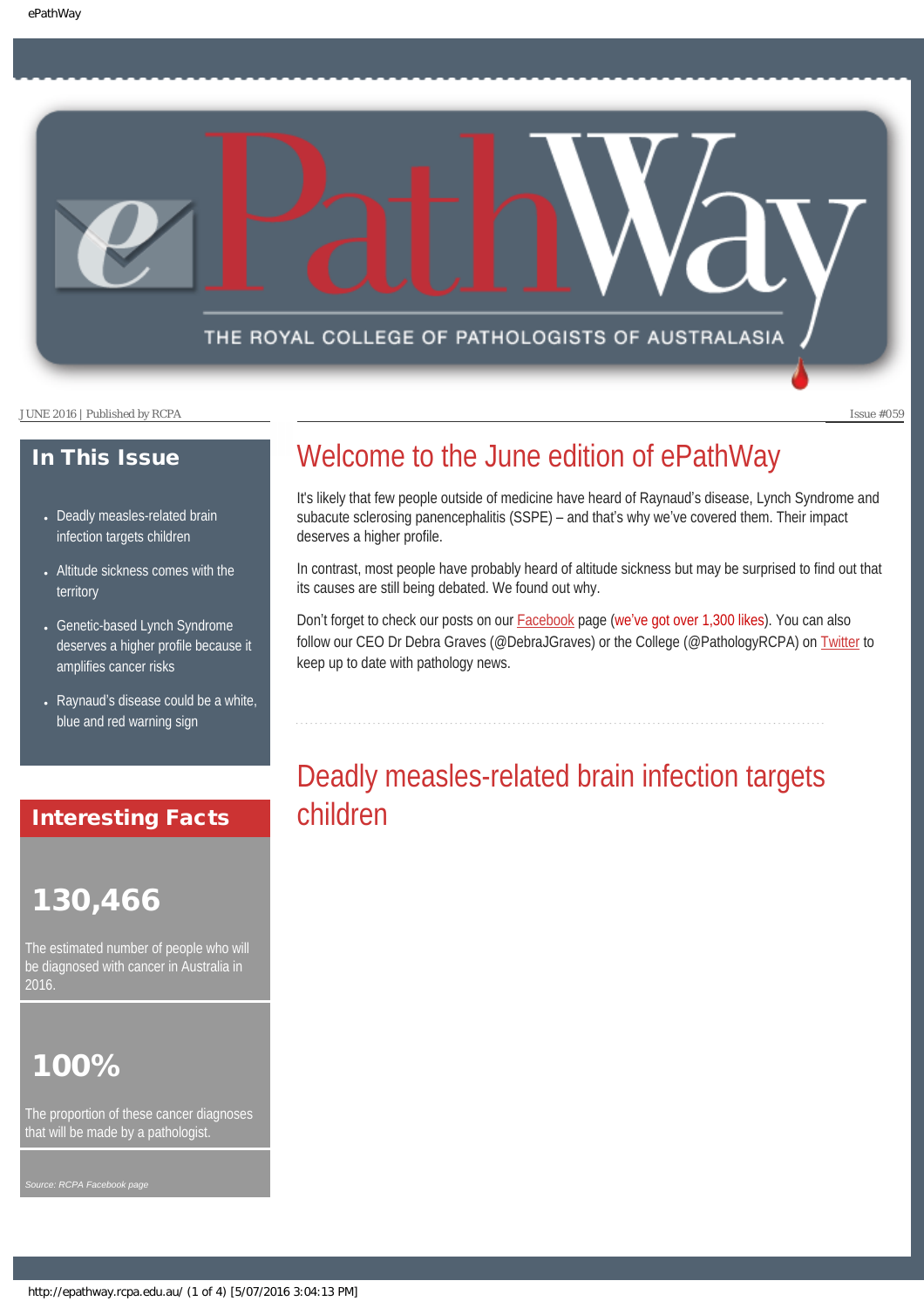# ePathWay

THE ROYAL COLLEGE OF PATHOLOGISTS OF AUSTRALASIA

JUNE 2016 | Published by RCPA

Issue #059

## In This Issue

- Deadly measles-related brain infection targets children
- Altitude sickness comes with the territory
- Genetic-based Lynch Syndrome deserves a higher profile because it amplifies cancer risks
- Raynaud's disease could be a white, blue and red warning sign

## Interesting Facts

**130,466**

The estimated number of people who will be diagnosed with cancer in Australia in 2016.

**100%**

The proportion of these cancer diagnoses that will be made by a pathologist.

*Source: RCPA Facebook page*

## Welcome to the June edition of ePathWay

It's likely that few people outside of medicine have heard of Raynaud's disease, Lynch Syndrome and subacute sclerosing panencephalitis (SSPE) – and that's why we've covered them. Their impact deserves a higher profile.

In contrast, most people have probably heard of altitude sickness but may be surprised to find out that its causes are still being debated. We found out why.

Don't forget to check our posts on our Facebook page (we've got over 1,300 likes). You can also follow our CEO Dr Debra Graves (@DebraJGraves) or the College (@PathologyRCPA) on Twitter to keep up to date with pathology news.

## Deadly measles-related brain infection targets children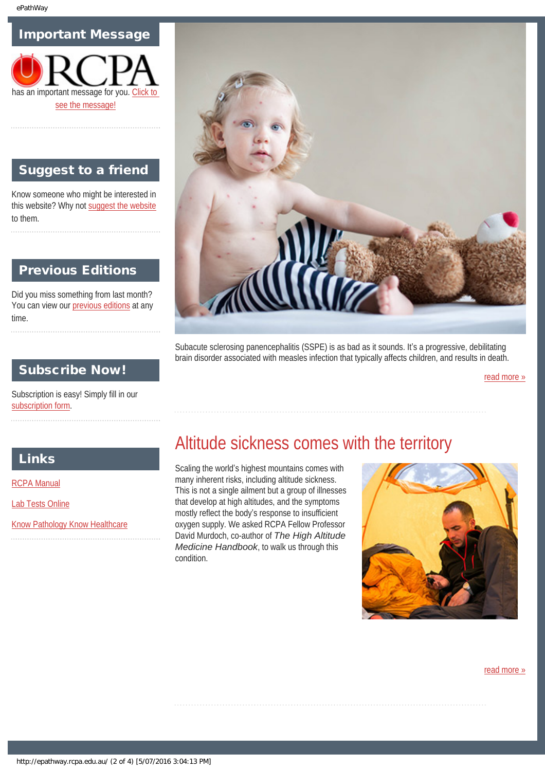## Important Message

RCPA has an important message for you. Click to see the message!

## Suggest to a friend

Know someone who might be interested in this website? Why not suggest the website to them.

## Previous Editions

Did you miss something from last month? You can view our previous editions at any time.

## Subscribe Now!

Subscription is easy! Simply fill in our subscription form.

## Links

RCPA Manual

Lab Tests Online

Know Pathology Know Healthcare

Subacute sclerosing panencephalitis (SSPE) is as bad as it sounds. It's a progressive, debilitating brain disorder associated with measles infection that typically affects children, and results in death.

read more »

## Altitude sickness comes with the territory

Scaling the world's highest mountains comes with many inherent risks, including altitude sickness. This is not a single ailment but a group of illnesses that develop at high altitudes, and the symptoms mostly reflect the body's response to insufficient oxygen supply. We asked RCPA Fellow Professor David Murdoch, co-author of *The High Altitude Medicine Handbook*, to walk us through this condition.

read more »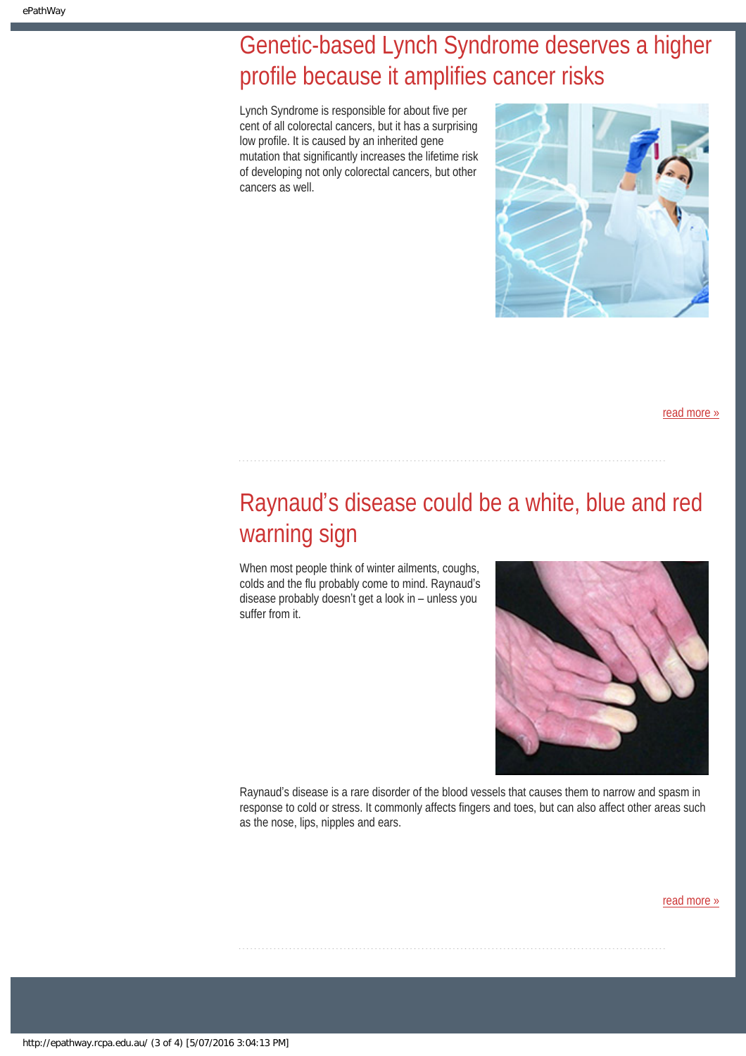## Genetic-based Lynch Syndrome deserves a higher profile because it amplifies cancer risks

Lynch Syndrome is responsible for about five per cent of all colorectal cancers, but it has a surprising low profile. It is caused by an inherited gene mutation that significantly increases the lifetime risk of developing not only colorectal cancers, but other cancers as well.

read more »

## Raynaud's disease could be a white, blue and red warning sign

When most people think of winter ailments, coughs, colds and the flu probably come to mind. Raynaud's disease probably doesn't get a look in – unless you suffer from it.

Raynaud's disease is a rare disorder of the blood vessels that causes them to narrow and spasm in response to cold or stress. It commonly affects fingers and toes, but can also affect other areas such as the nose, lips, nipples and ears.

read more »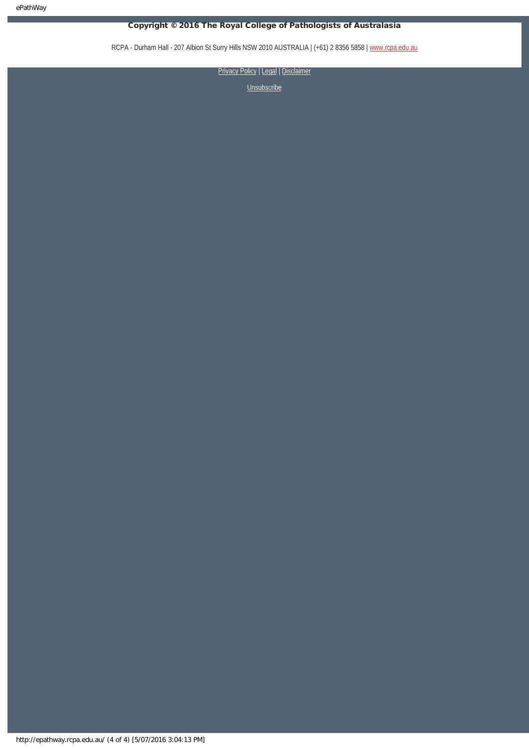**Copyright © 2016 The Royal College of Pathologists of Australasia**

RCPA - Durham Hall - 207 Albion St Surry Hills NSW 2010 AUSTRALIA | (+61) 2 8356 5858 | www.rcpa.edu.au

Privacy Policy | Legal | Disclaimer

Unsubscribe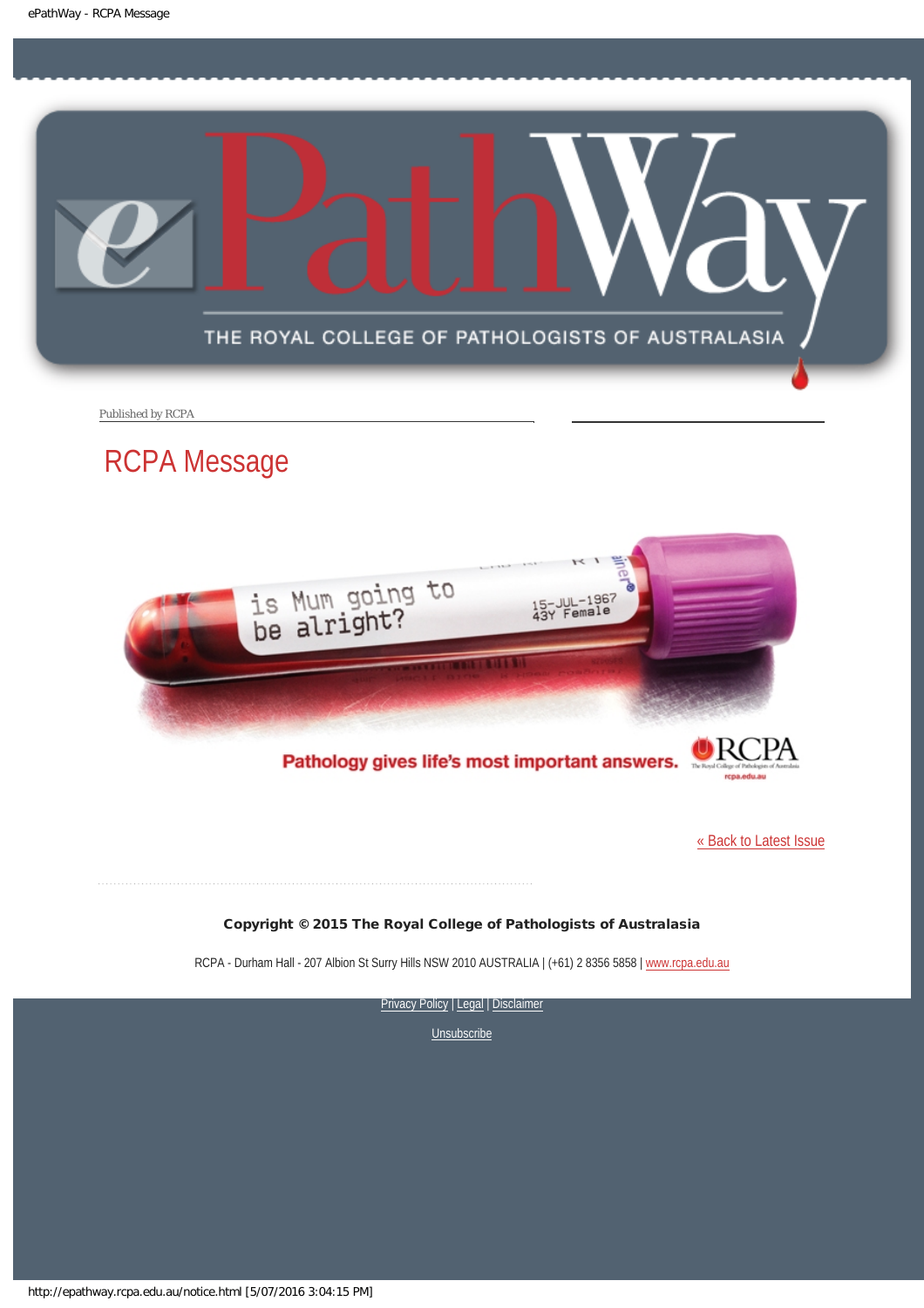Published by RCPA

# RCPA Message

is Mum going to be alright?

15-JUL-1967
43Y Female

Pathology gives life's most important answers.

RCPA
The Royal College of Pathologists of Australasia
rcpa.edu.au

[« Back to Latest Issue]

**Copyright © 2015 The Royal College of Pathologists of Australasia**

RCPA - Durham Hall - 207 Albion St Surry Hills NSW 2010 AUSTRALIA | (+61) 2 8356 5858 | www.rcpa.edu.au

Privacy Policy | Legal | Disclaimer

Unsubscribe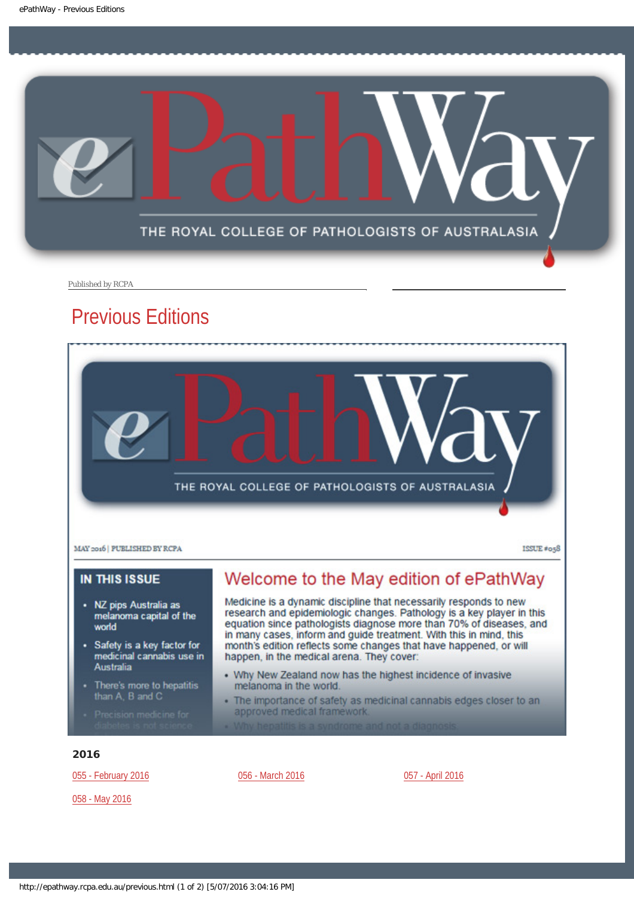Published by RCPA

# Previous Editions

MAY 2016 | PUBLISHED BY RCPA

ISSUE #058

**IN THIS ISSUE**

- NZ pips Australia as melanoma capital of the world
- Safety is a key factor for medicinal cannabis use in Australia
- There's more to hepatitis than A, B and C
- Precision medicine for diabetes is not science

## Welcome to the May edition of ePathWay

Medicine is a dynamic discipline that necessarily responds to new research and epidemiologic changes. Pathology is a key player in this equation since pathologists diagnose more than 70% of diseases, and in many cases, inform and guide treatment. With this in mind, this month's edition reflects some changes that have happened, or will happen, in the medical arena. They cover:

- Why New Zealand now has the highest incidence of invasive melanoma in the world.
- The importance of safety as medicinal cannabis edges closer to an approved medical framework.
- Why hepatitis is a syndrome and not a diagnosis.

## 2016

055 - February 2016

056 - March 2016

057 - April 2016

058 - May 2016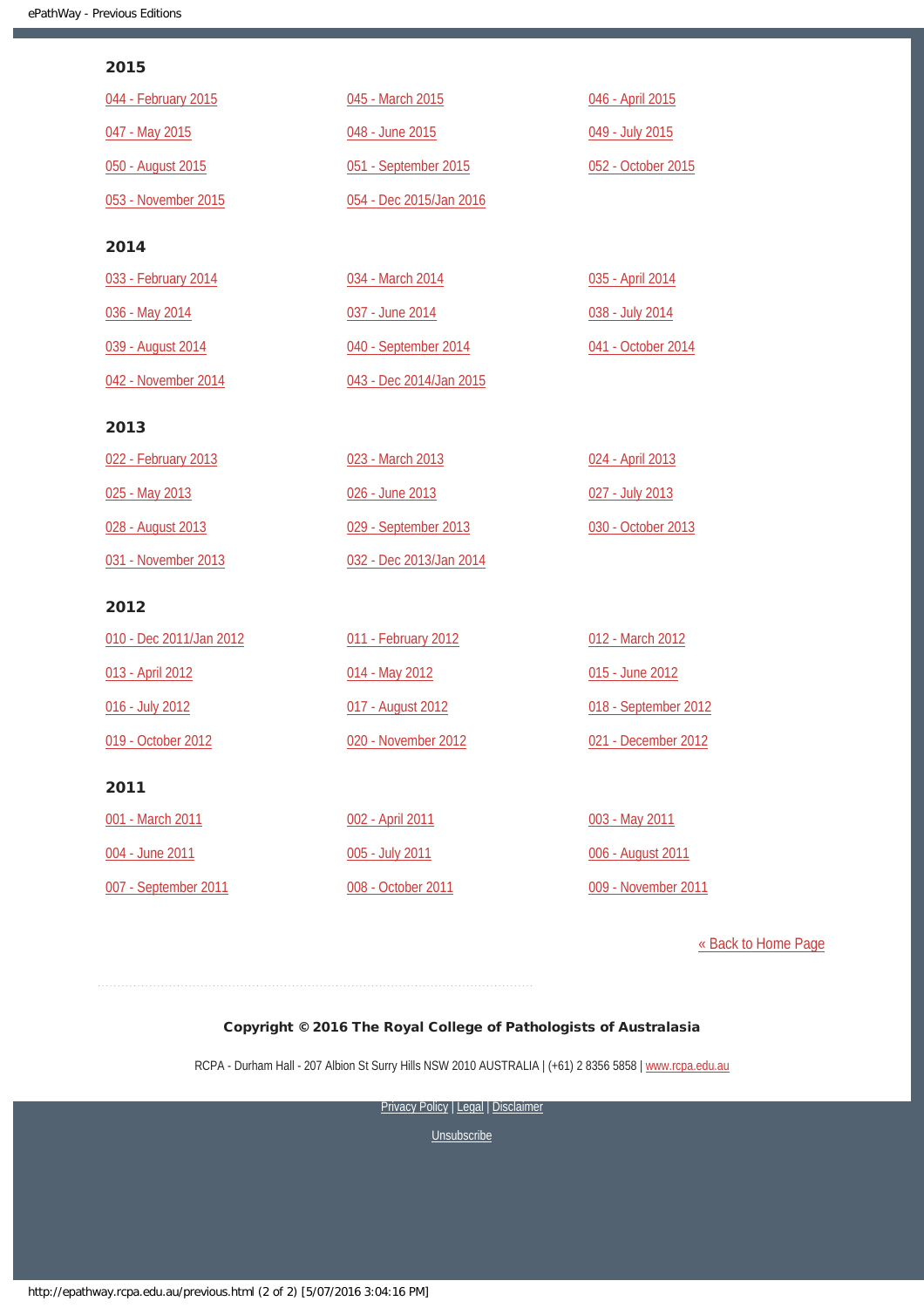## 2015

044 - February 2015

045 - March 2015

046 - April 2015

047 - May 2015

048 - June 2015

049 - July 2015

050 - August 2015

051 - September 2015

052 - October 2015

053 - November 2015

054 - Dec 2015/Jan 2016

## 2014

033 - February 2014

034 - March 2014

035 - April 2014

036 - May 2014

037 - June 2014

038 - July 2014

039 - August 2014

040 - September 2014

041 - October 2014

042 - November 2014

043 - Dec 2014/Jan 2015

## 2013

022 - February 2013

023 - March 2013

024 - April 2013

025 - May 2013

026 - June 2013

027 - July 2013

028 - August 2013

029 - September 2013

030 - October 2013

031 - November 2013

032 - Dec 2013/Jan 2014

## 2012

010 - Dec 2011/Jan 2012

011 - February 2012

012 - March 2012

013 - April 2012

014 - May 2012

015 - June 2012

016 - July 2012

017 - August 2012

018 - September 2012

019 - October 2012

020 - November 2012

021 - December 2012

## 2011

001 - March 2011

002 - April 2011

003 - May 2011

004 - June 2011

005 - July 2011

006 - August 2011

007 - September 2011

008 - October 2011

009 - November 2011

« Back to Home Page

**Copyright © 2016 The Royal College of Pathologists of Australasia**

RCPA - Durham Hall - 207 Albion St Surry Hills NSW 2010 AUSTRALIA | (+61) 2 8356 5858 | www.rcpa.edu.au

Privacy Policy | Legal | Disclaimer

Unsubscribe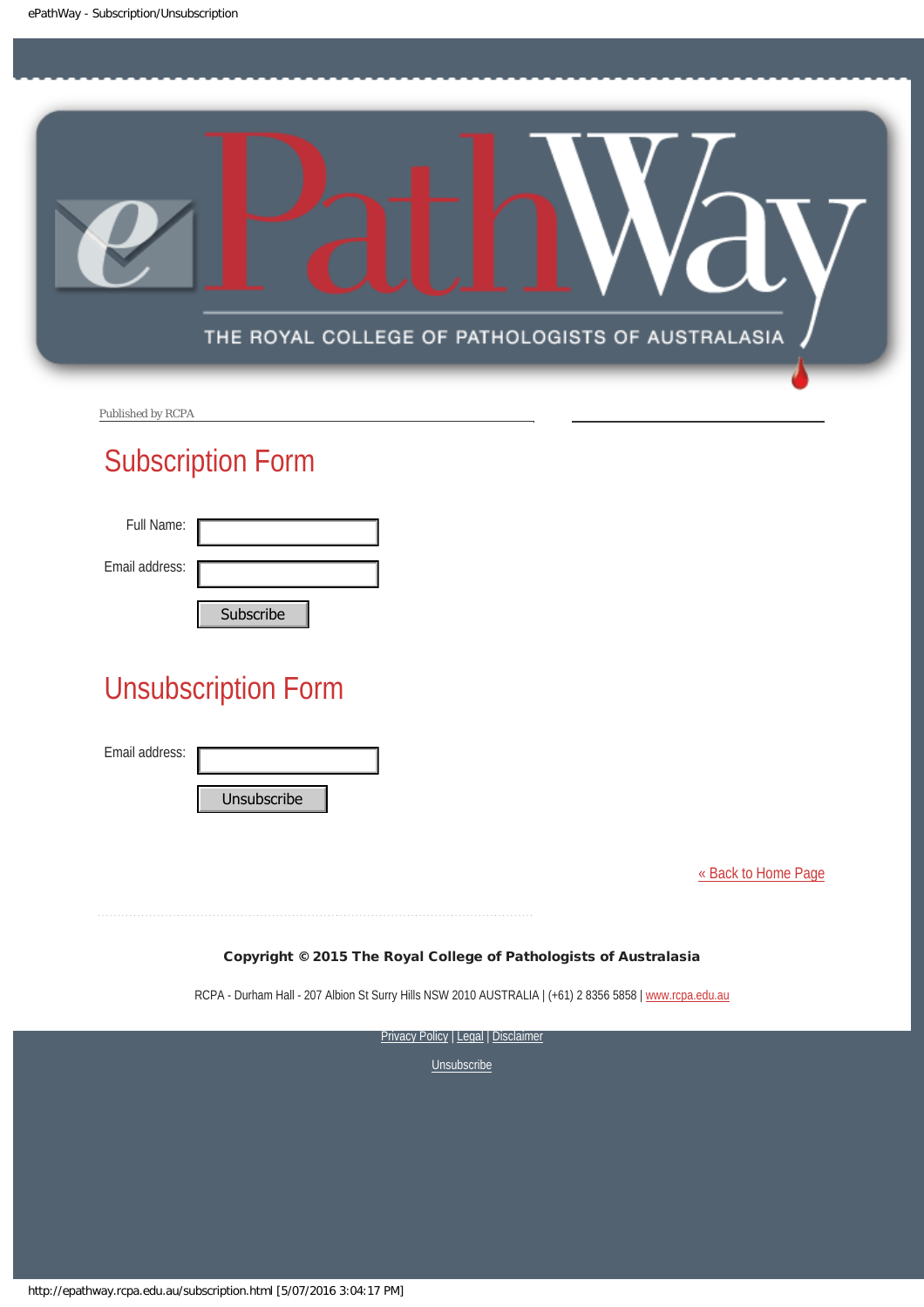Published by RCPA

## Subscription Form

Full Name:

Email address:

Subscribe

## Unsubscription Form

Email address:

Unsubscribe

« Back to Home Page

**Copyright © 2015 The Royal College of Pathologists of Australasia**

RCPA - Durham Hall - 207 Albion St Surry Hills NSW 2010 AUSTRALIA | (+61) 2 8356 5858 | www.rcpa.edu.au

Privacy Policy | Legal | Disclaimer

Unsubscribe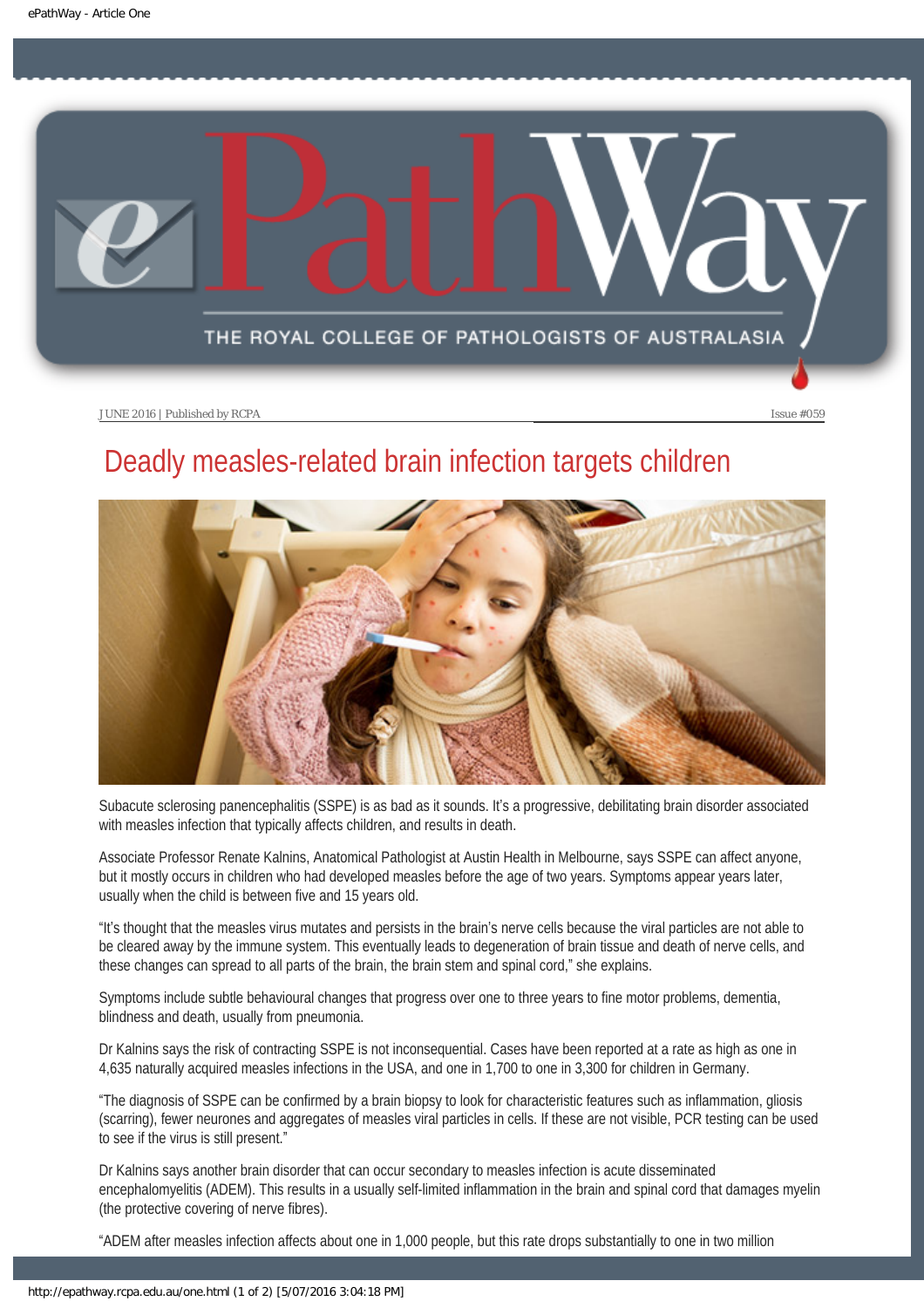# Deadly measles-related brain infection targets children

Subacute sclerosing panencephalitis (SSPE) is as bad as it sounds. It's a progressive, debilitating brain disorder associated with measles infection that typically affects children, and results in death.

Associate Professor Renate Kalnins, Anatomical Pathologist at Austin Health in Melbourne, says SSPE can affect anyone, but it mostly occurs in children who had developed measles before the age of two years. Symptoms appear years later, usually when the child is between five and 15 years old.

"It's thought that the measles virus mutates and persists in the brain's nerve cells because the viral particles are not able to be cleared away by the immune system. This eventually leads to degeneration of brain tissue and death of nerve cells, and these changes can spread to all parts of the brain, the brain stem and spinal cord," she explains.

Symptoms include subtle behavioural changes that progress over one to three years to fine motor problems, dementia, blindness and death, usually from pneumonia.

Dr Kalnins says the risk of contracting SSPE is not inconsequential. Cases have been reported at a rate as high as one in 4,635 naturally acquired measles infections in the USA, and one in 1,700 to one in 3,300 for children in Germany.

"The diagnosis of SSPE can be confirmed by a brain biopsy to look for characteristic features such as inflammation, gliosis (scarring), fewer neurones and aggregates of measles viral particles in cells. If these are not visible, PCR testing can be used to see if the virus is still present."

Dr Kalnins says another brain disorder that can occur secondary to measles infection is acute disseminated encephalomyelitis (ADEM). This results in a usually self-limited inflammation in the brain and spinal cord that damages myelin (the protective covering of nerve fibres).

"ADEM after measles infection affects about one in 1,000 people, but this rate drops substantially to one in two million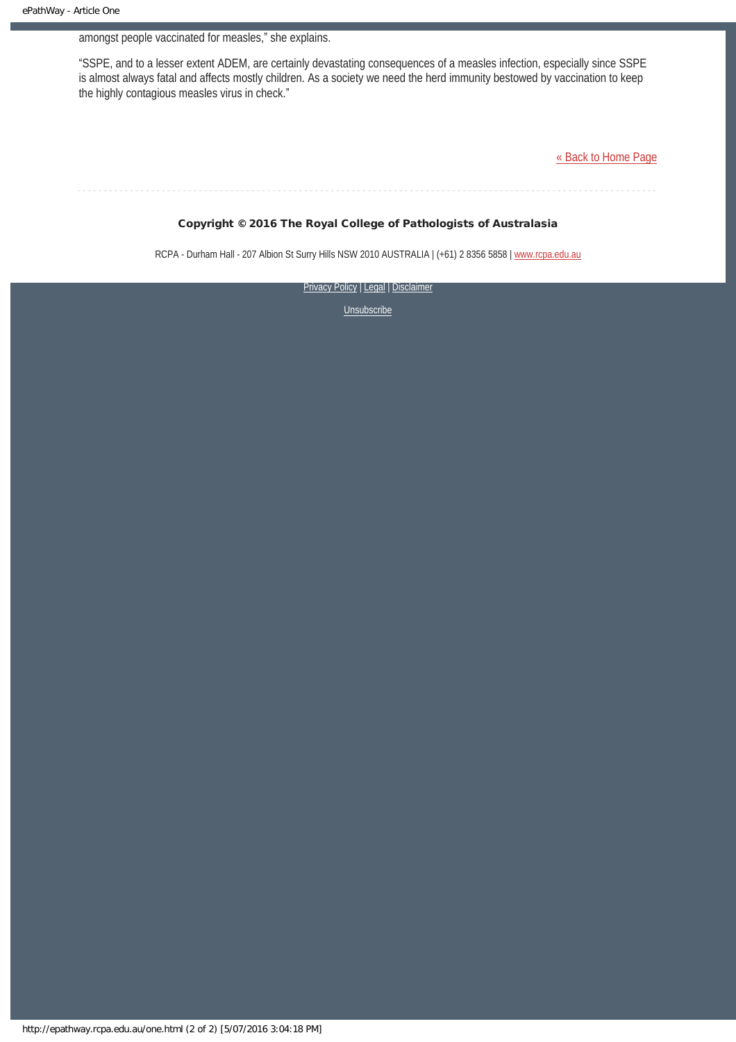amongst people vaccinated for measles," she explains.

"SSPE, and to a lesser extent ADEM, are certainly devastating consequences of a measles infection, especially since SSPE is almost always fatal and affects mostly children. As a society we need the herd immunity bestowed by vaccination to keep the highly contagious measles virus in check."

« Back to Home Page

**Copyright © 2016 The Royal College of Pathologists of Australasia**

RCPA - Durham Hall - 207 Albion St Surry Hills NSW 2010 AUSTRALIA | (+61) 2 8356 5858 | www.rcpa.edu.au

Privacy Policy | Legal | Disclaimer

Unsubscribe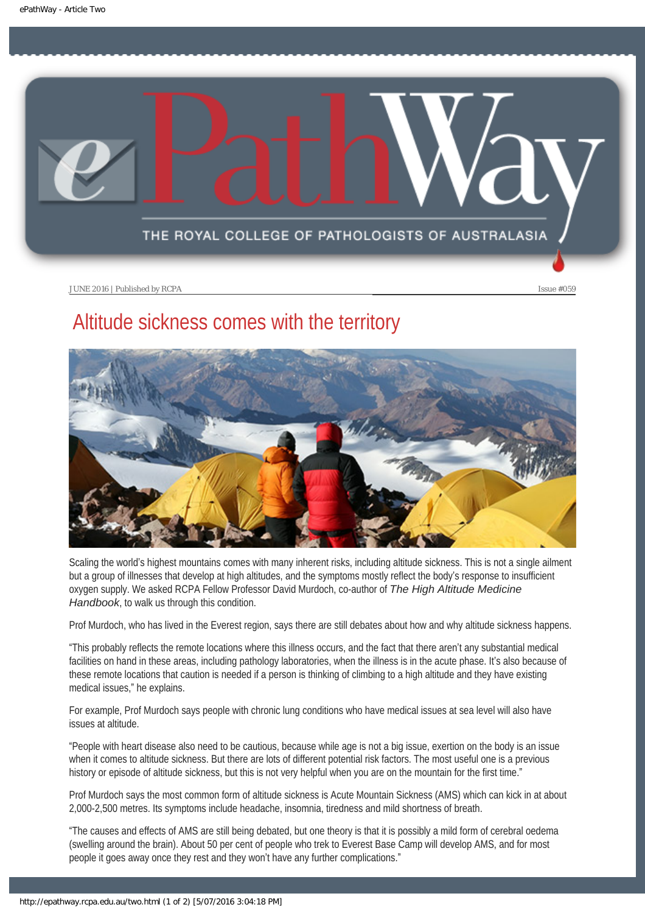# Altitude sickness comes with the territory

Scaling the world's highest mountains comes with many inherent risks, including altitude sickness. This is not a single ailment but a group of illnesses that develop at high altitudes, and the symptoms mostly reflect the body's response to insufficient oxygen supply. We asked RCPA Fellow Professor David Murdoch, co-author of *The High Altitude Medicine Handbook*, to walk us through this condition.

Prof Murdoch, who has lived in the Everest region, says there are still debates about how and why altitude sickness happens.

"This probably reflects the remote locations where this illness occurs, and the fact that there aren't any substantial medical facilities on hand in these areas, including pathology laboratories, when the illness is in the acute phase. It's also because of these remote locations that caution is needed if a person is thinking of climbing to a high altitude and they have existing medical issues," he explains.

For example, Prof Murdoch says people with chronic lung conditions who have medical issues at sea level will also have issues at altitude.

"People with heart disease also need to be cautious, because while age is not a big issue, exertion on the body is an issue when it comes to altitude sickness. But there are lots of different potential risk factors. The most useful one is a previous history or episode of altitude sickness, but this is not very helpful when you are on the mountain for the first time."

Prof Murdoch says the most common form of altitude sickness is Acute Mountain Sickness (AMS) which can kick in at about 2,000-2,500 metres. Its symptoms include headache, insomnia, tiredness and mild shortness of breath.

"The causes and effects of AMS are still being debated, but one theory is that it is possibly a mild form of cerebral oedema (swelling around the brain). About 50 per cent of people who trek to Everest Base Camp will develop AMS, and for most people it goes away once they rest and they won't have any further complications."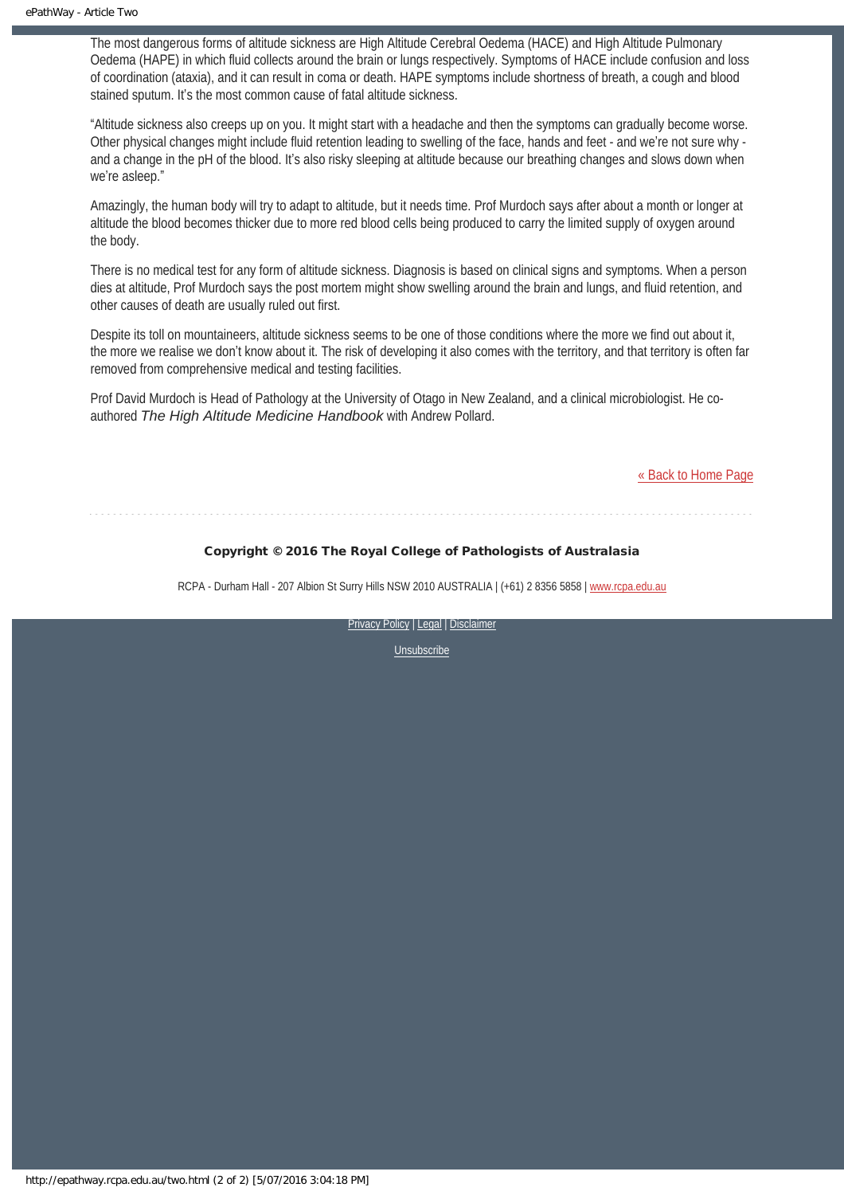The most dangerous forms of altitude sickness are High Altitude Cerebral Oedema (HACE) and High Altitude Pulmonary Oedema (HAPE) in which fluid collects around the brain or lungs respectively. Symptoms of HACE include confusion and loss of coordination (ataxia), and it can result in coma or death. HAPE symptoms include shortness of breath, a cough and blood stained sputum. It's the most common cause of fatal altitude sickness.

"Altitude sickness also creeps up on you. It might start with a headache and then the symptoms can gradually become worse. Other physical changes might include fluid retention leading to swelling of the face, hands and feet - and we're not sure why - and a change in the pH of the blood. It's also risky sleeping at altitude because our breathing changes and slows down when we're asleep."

Amazingly, the human body will try to adapt to altitude, but it needs time. Prof Murdoch says after about a month or longer at altitude the blood becomes thicker due to more red blood cells being produced to carry the limited supply of oxygen around the body.

There is no medical test for any form of altitude sickness. Diagnosis is based on clinical signs and symptoms. When a person dies at altitude, Prof Murdoch says the post mortem might show swelling around the brain and lungs, and fluid retention, and other causes of death are usually ruled out first.

Despite its toll on mountaineers, altitude sickness seems to be one of those conditions where the more we find out about it, the more we realise we don't know about it. The risk of developing it also comes with the territory, and that territory is often far removed from comprehensive medical and testing facilities.

Prof David Murdoch is Head of Pathology at the University of Otago in New Zealand, and a clinical microbiologist. He co-authored *The High Altitude Medicine Handbook* with Andrew Pollard.

« Back to Home Page

**Copyright © 2016 The Royal College of Pathologists of Australasia**

RCPA - Durham Hall - 207 Albion St Surry Hills NSW 2010 AUSTRALIA | (+61) 2 8356 5858 | www.rcpa.edu.au

Privacy Policy | Legal | Disclaimer

Unsubscribe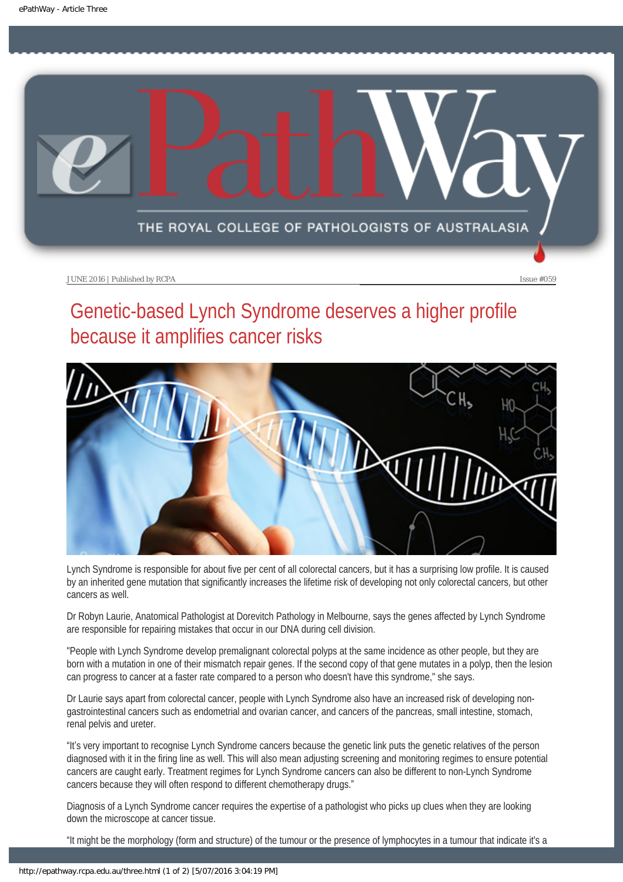JUNE 2016 | Published by RCPA

Issue #059

# Genetic-based Lynch Syndrome deserves a higher profile because it amplifies cancer risks

Lynch Syndrome is responsible for about five per cent of all colorectal cancers, but it has a surprising low profile. It is caused by an inherited gene mutation that significantly increases the lifetime risk of developing not only colorectal cancers, but other cancers as well.

Dr Robyn Laurie, Anatomical Pathologist at Dorevitch Pathology in Melbourne, says the genes affected by Lynch Syndrome are responsible for repairing mistakes that occur in our DNA during cell division.

"People with Lynch Syndrome develop premalignant colorectal polyps at the same incidence as other people, but they are born with a mutation in one of their mismatch repair genes. If the second copy of that gene mutates in a polyp, then the lesion can progress to cancer at a faster rate compared to a person who doesn't have this syndrome," she says.

Dr Laurie says apart from colorectal cancer, people with Lynch Syndrome also have an increased risk of developing non-gastrointestinal cancers such as endometrial and ovarian cancer, and cancers of the pancreas, small intestine, stomach, renal pelvis and ureter.

"It's very important to recognise Lynch Syndrome cancers because the genetic link puts the genetic relatives of the person diagnosed with it in the firing line as well. This will also mean adjusting screening and monitoring regimes to ensure potential cancers are caught early. Treatment regimes for Lynch Syndrome cancers can also be different to non-Lynch Syndrome cancers because they will often respond to different chemotherapy drugs."

Diagnosis of a Lynch Syndrome cancer requires the expertise of a pathologist who picks up clues when they are looking down the microscope at cancer tissue.

"It might be the morphology (form and structure) of the tumour or the presence of lymphocytes in a tumour that indicate it's a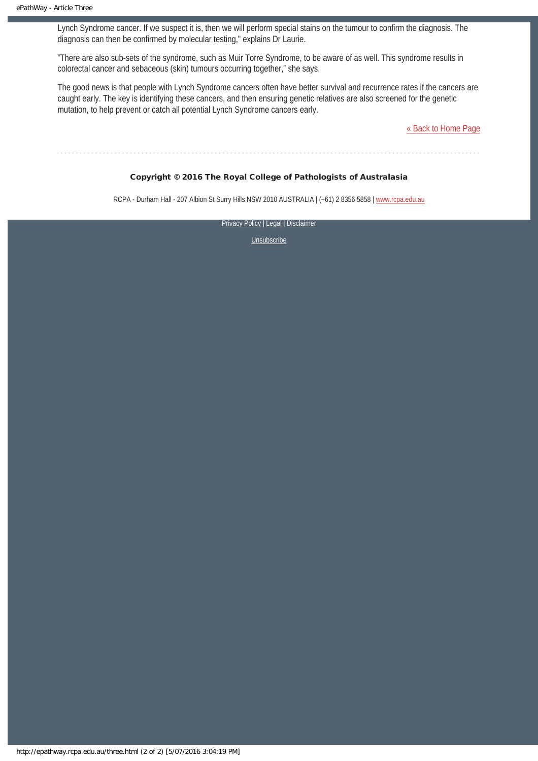Lynch Syndrome cancer. If we suspect it is, then we will perform special stains on the tumour to confirm the diagnosis. The diagnosis can then be confirmed by molecular testing," explains Dr Laurie.

"There are also sub-sets of the syndrome, such as Muir Torre Syndrome, to be aware of as well. This syndrome results in colorectal cancer and sebaceous (skin) tumours occurring together," she says.

The good news is that people with Lynch Syndrome cancers often have better survival and recurrence rates if the cancers are caught early. The key is identifying these cancers, and then ensuring genetic relatives are also screened for the genetic mutation, to help prevent or catch all potential Lynch Syndrome cancers early.

« Back to Home Page

---

**Copyright © 2016 The Royal College of Pathologists of Australasia**

RCPA - Durham Hall - 207 Albion St Surry Hills NSW 2010 AUSTRALIA | (+61) 2 8356 5858 | www.rcpa.edu.au

Privacy Policy | Legal | Disclaimer

Unsubscribe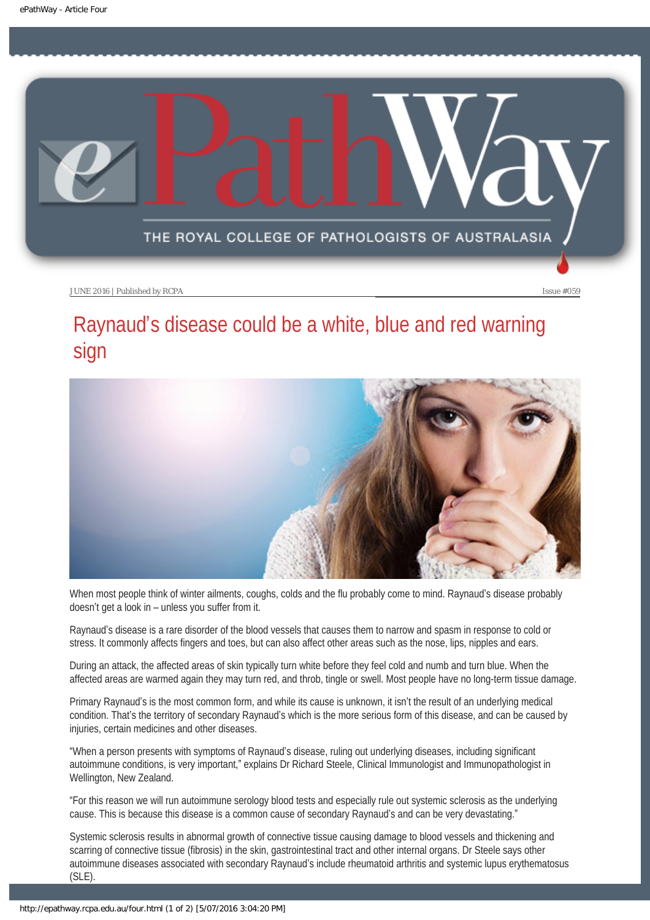JUNE 2016 | Published by RCPA | Issue #059

# Raynaud's disease could be a white, blue and red warning sign

When most people think of winter ailments, coughs, colds and the flu probably come to mind. Raynaud's disease probably doesn't get a look in – unless you suffer from it.

Raynaud's disease is a rare disorder of the blood vessels that causes them to narrow and spasm in response to cold or stress. It commonly affects fingers and toes, but can also affect other areas such as the nose, lips, nipples and ears.

During an attack, the affected areas of skin typically turn white before they feel cold and numb and turn blue. When the affected areas are warmed again they may turn red, and throb, tingle or swell. Most people have no long-term tissue damage.

Primary Raynaud's is the most common form, and while its cause is unknown, it isn't the result of an underlying medical condition. That's the territory of secondary Raynaud's which is the more serious form of this disease, and can be caused by injuries, certain medicines and other diseases.

"When a person presents with symptoms of Raynaud's disease, ruling out underlying diseases, including significant autoimmune conditions, is very important," explains Dr Richard Steele, Clinical Immunologist and Immunopathologist in Wellington, New Zealand.

"For this reason we will run autoimmune serology blood tests and especially rule out systemic sclerosis as the underlying cause. This is because this disease is a common cause of secondary Raynaud's and can be very devastating."

Systemic sclerosis results in abnormal growth of connective tissue causing damage to blood vessels and thickening and scarring of connective tissue (fibrosis) in the skin, gastrointestinal tract and other internal organs. Dr Steele says other autoimmune diseases associated with secondary Raynaud's include rheumatoid arthritis and systemic lupus erythematosus (SLE).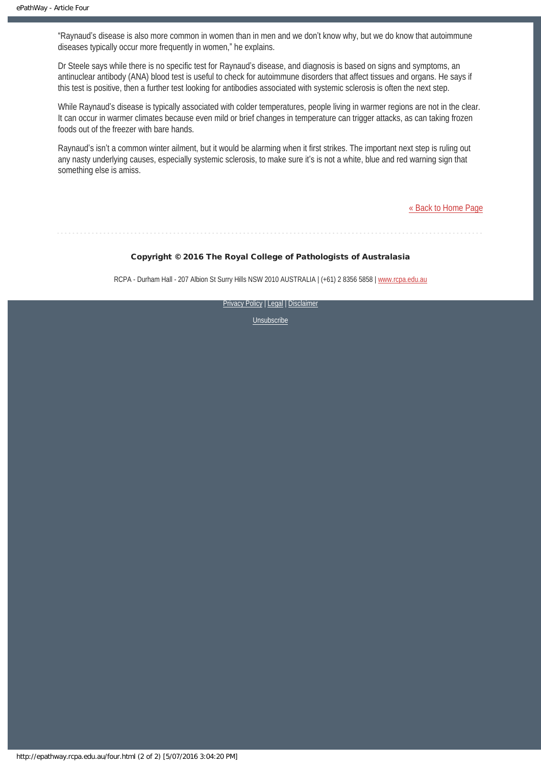“Raynaud’s disease is also more common in women than in men and we don’t know why, but we do know that autoimmune diseases typically occur more frequently in women,” he explains.

Dr Steele says while there is no specific test for Raynaud’s disease, and diagnosis is based on signs and symptoms, an antinuclear antibody (ANA) blood test is useful to check for autoimmune disorders that affect tissues and organs. He says if this test is positive, then a further test looking for antibodies associated with systemic sclerosis is often the next step.

While Raynaud’s disease is typically associated with colder temperatures, people living in warmer regions are not in the clear. It can occur in warmer climates because even mild or brief changes in temperature can trigger attacks, as can taking frozen foods out of the freezer with bare hands.

Raynaud’s isn’t a common winter ailment, but it would be alarming when it first strikes. The important next step is ruling out any nasty underlying causes, especially systemic sclerosis, to make sure it’s is not a white, blue and red warning sign that something else is amiss.

« Back to Home Page

**Copyright © 2016 The Royal College of Pathologists of Australasia**

RCPA - Durham Hall - 207 Albion St Surry Hills NSW 2010 AUSTRALIA | (+61) 2 8356 5858 | www.rcpa.edu.au

Privacy Policy | Legal | Disclaimer

Unsubscribe